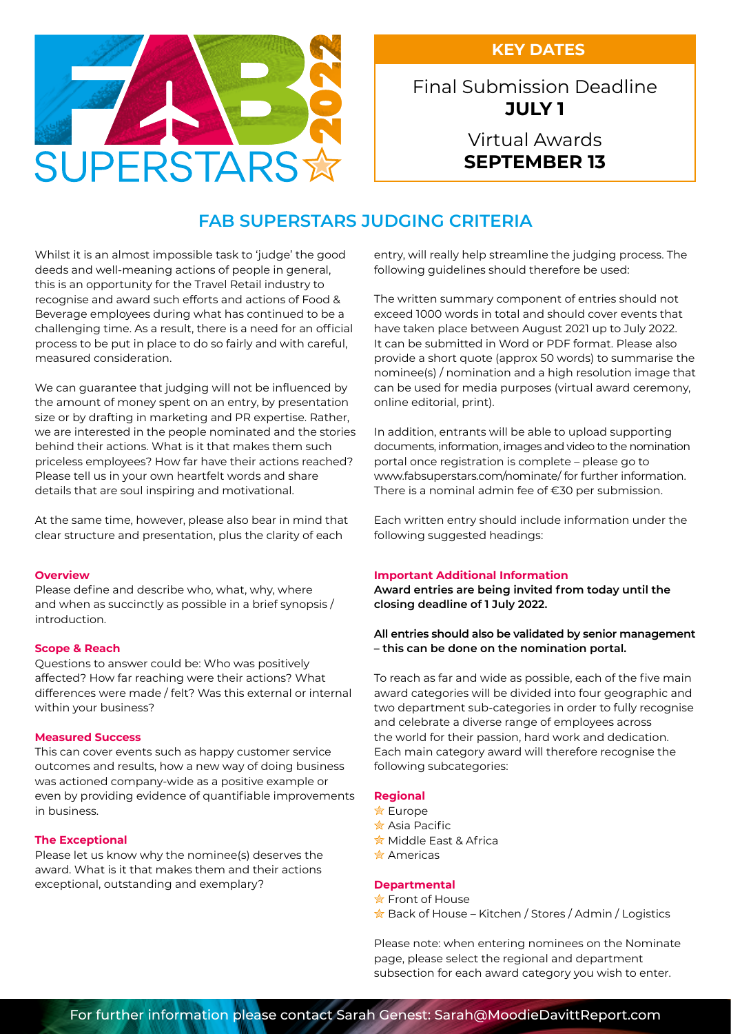FAB SUPERSTARS 2022

## KEY DATES

Final Submission Deadline
**JULY 1**

Virtual Awards
**SEPTEMBER 13**

# FAB SUPERSTARS JUDGING CRITERIA

Whilst it is an almost impossible task to 'judge' the good deeds and well-meaning actions of people in general, this is an opportunity for the Travel Retail industry to recognise and award such efforts and actions of Food & Beverage employees during what has continued to be a challenging time. As a result, there is a need for an official process to be put in place to do so fairly and with careful, measured consideration.

We can guarantee that judging will not be influenced by the amount of money spent on an entry, by presentation size or by drafting in marketing and PR expertise. Rather, we are interested in the people nominated and the stories behind their actions. What is it that makes them such priceless employees? How far have their actions reached? Please tell us in your own heartfelt words and share details that are soul inspiring and motivational.

At the same time, however, please also bear in mind that clear structure and presentation, plus the clarity of each entry, will really help streamline the judging process. The following guidelines should therefore be used:

The written summary component of entries should not exceed 1000 words in total and should cover events that have taken place between August 2021 up to July 2022. It can be submitted in Word or PDF format. Please also provide a short quote (approx 50 words) to summarise the nominee(s) / nomination and a high resolution image that can be used for media purposes (virtual award ceremony, online editorial, print).

In addition, entrants will be able to upload supporting documents, information, images and video to the nomination portal once registration is complete – please go to www.fabsuperstars.com/nominate/ for further information. There is a nominal admin fee of €30 per submission.

Each written entry should include information under the following suggested headings:

#### Overview

Please define and describe who, what, why, where and when as succinctly as possible in a brief synopsis / introduction.

#### Scope & Reach

Questions to answer could be: Who was positively affected? How far reaching were their actions? What differences were made / felt? Was this external or internal within your business?

#### Measured Success

This can cover events such as happy customer service outcomes and results, how a new way of doing business was actioned company-wide as a positive example or even by providing evidence of quantifiable improvements in business.

#### The Exceptional

Please let us know why the nominee(s) deserves the award. What is it that makes them and their actions exceptional, outstanding and exemplary?

#### Important Additional Information

**Award entries are being invited from today until the closing deadline of 1 July 2022.**

**All entries should also be validated by senior management – this can be done on the nomination portal.**

To reach as far and wide as possible, each of the five main award categories will be divided into four geographic and two department sub-categories in order to fully recognise and celebrate a diverse range of employees across the world for their passion, hard work and dedication. Each main category award will therefore recognise the following subcategories:

#### Regional

- Europe
- Asia Pacific
- Middle East & Africa
- Americas

#### Departmental

- Front of House
- Back of House – Kitchen / Stores / Admin / Logistics

Please note: when entering nominees on the Nominate page, please select the regional and department subsection for each award category you wish to enter.

For further information please contact Sarah Genest: Sarah@MoodieDavittReport.com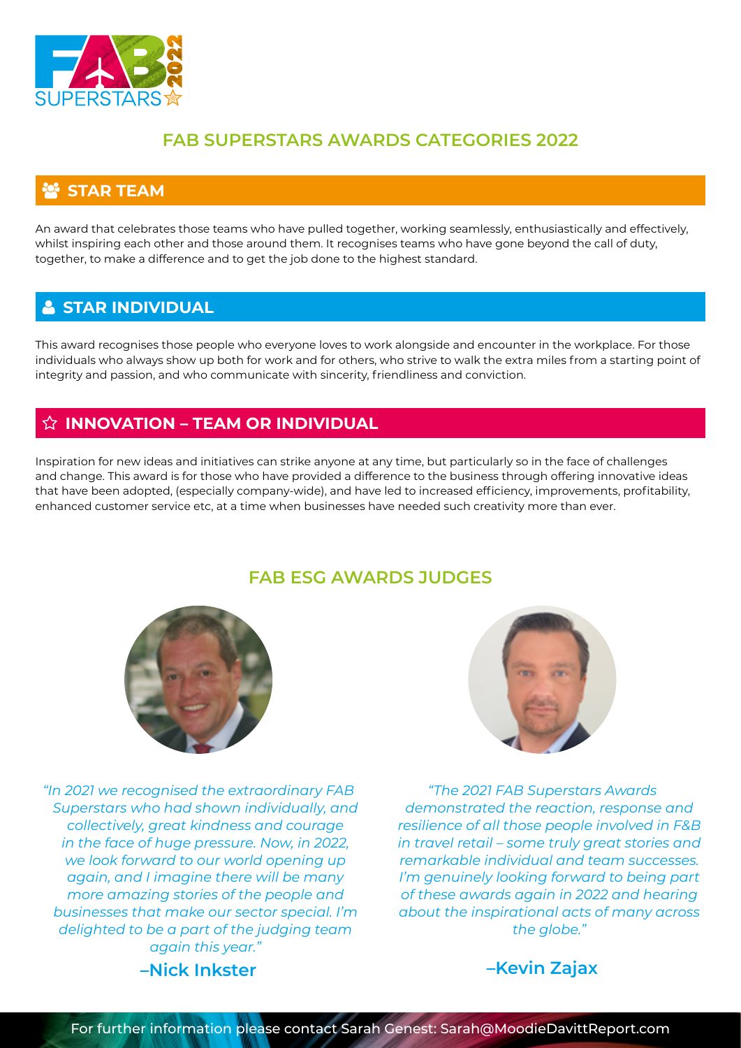# FAB SUPERSTARS AWARDS CATEGORIES 2022

## STAR TEAM

An award that celebrates those teams who have pulled together, working seamlessly, enthusiastically and effectively, whilst inspiring each other and those around them. It recognises teams who have gone beyond the call of duty, together, to make a difference and to get the job done to the highest standard.

## STAR INDIVIDUAL

This award recognises those people who everyone loves to work alongside and encounter in the workplace. For those individuals who always show up both for work and for others, who strive to walk the extra miles from a starting point of integrity and passion, and who communicate with sincerity, friendliness and conviction.

## ☆ INNOVATION – TEAM OR INDIVIDUAL

Inspiration for new ideas and initiatives can strike anyone at any time, but particularly so in the face of challenges and change. This award is for those who have provided a difference to the business through offering innovative ideas that have been adopted, (especially company-wide), and have led to increased efficiency, improvements, profitability, enhanced customer service etc, at a time when businesses have needed such creativity more than ever.

## FAB ESG AWARDS JUDGES

*"In 2021 we recognised the extraordinary FAB Superstars who had shown individually, and collectively, great kindness and courage in the face of huge pressure. Now, in 2022, we look forward to our world opening up again, and I imagine there will be many more amazing stories of the people and businesses that make our sector special. I'm delighted to be a part of the judging team again this year."*

**–Nick Inkster**

*"The 2021 FAB Superstars Awards demonstrated the reaction, response and resilience of all those people involved in F&B in travel retail – some truly great stories and remarkable individual and team successes. I'm genuinely looking forward to being part of these awards again in 2022 and hearing about the inspirational acts of many across the globe."*

**–Kevin Zajax**

For further information please contact Sarah Genest: Sarah@MoodieDavittReport.com